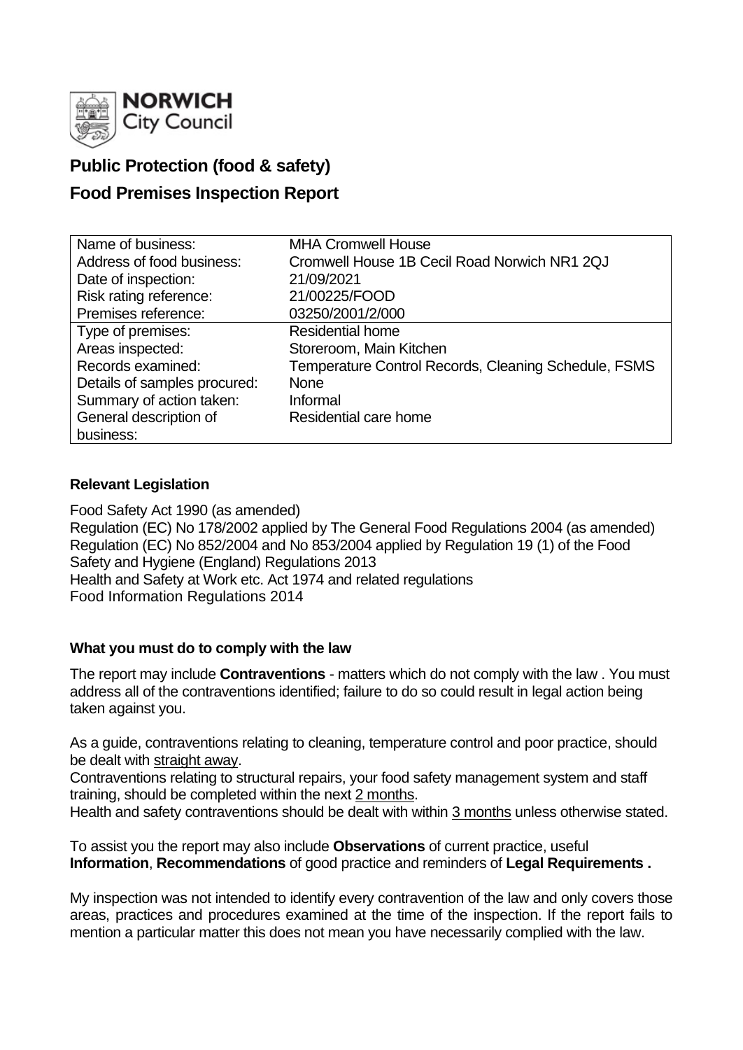**NORWICH** City Council

## Public Protection (food & safety)

## Food Premises Inspection Report

| | |
|---|---|
| Name of business: | MHA Cromwell House |
| Address of food business: | Cromwell House 1B Cecil Road Norwich NR1 2QJ |
| Date of inspection: | 21/09/2021 |
| Risk rating reference: | 21/00225/FOOD |
| Premises reference: | 03250/2001/2/000 |
| Type of premises: | Residential home |
| Areas inspected: | Storeroom, Main Kitchen |
| Records examined: | Temperature Control Records, Cleaning Schedule, FSMS |
| Details of samples procured: | None |
| Summary of action taken: | Informal |
| General description of business: | Residential care home |

### Relevant Legislation

Food Safety Act 1990 (as amended)
Regulation (EC) No 178/2002 applied by The General Food Regulations 2004 (as amended)
Regulation (EC) No 852/2004 and No 853/2004 applied by Regulation 19 (1) of the Food Safety and Hygiene (England) Regulations 2013
Health and Safety at Work etc. Act 1974 and related regulations
Food Information Regulations 2014

### What you must do to comply with the law

The report may include **Contraventions** - matters which do not comply with the law . You must address all of the contraventions identified; failure to do so could result in legal action being taken against you.

As a guide, contraventions relating to cleaning, temperature control and poor practice, should be dealt with straight away.
Contraventions relating to structural repairs, your food safety management system and staff training, should be completed within the next 2 months.
Health and safety contraventions should be dealt with within 3 months unless otherwise stated.

To assist you the report may also include **Observations** of current practice, useful **Information**, **Recommendations** of good practice and reminders of **Legal Requirements .**

My inspection was not intended to identify every contravention of the law and only covers those areas, practices and procedures examined at the time of the inspection. If the report fails to mention a particular matter this does not mean you have necessarily complied with the law.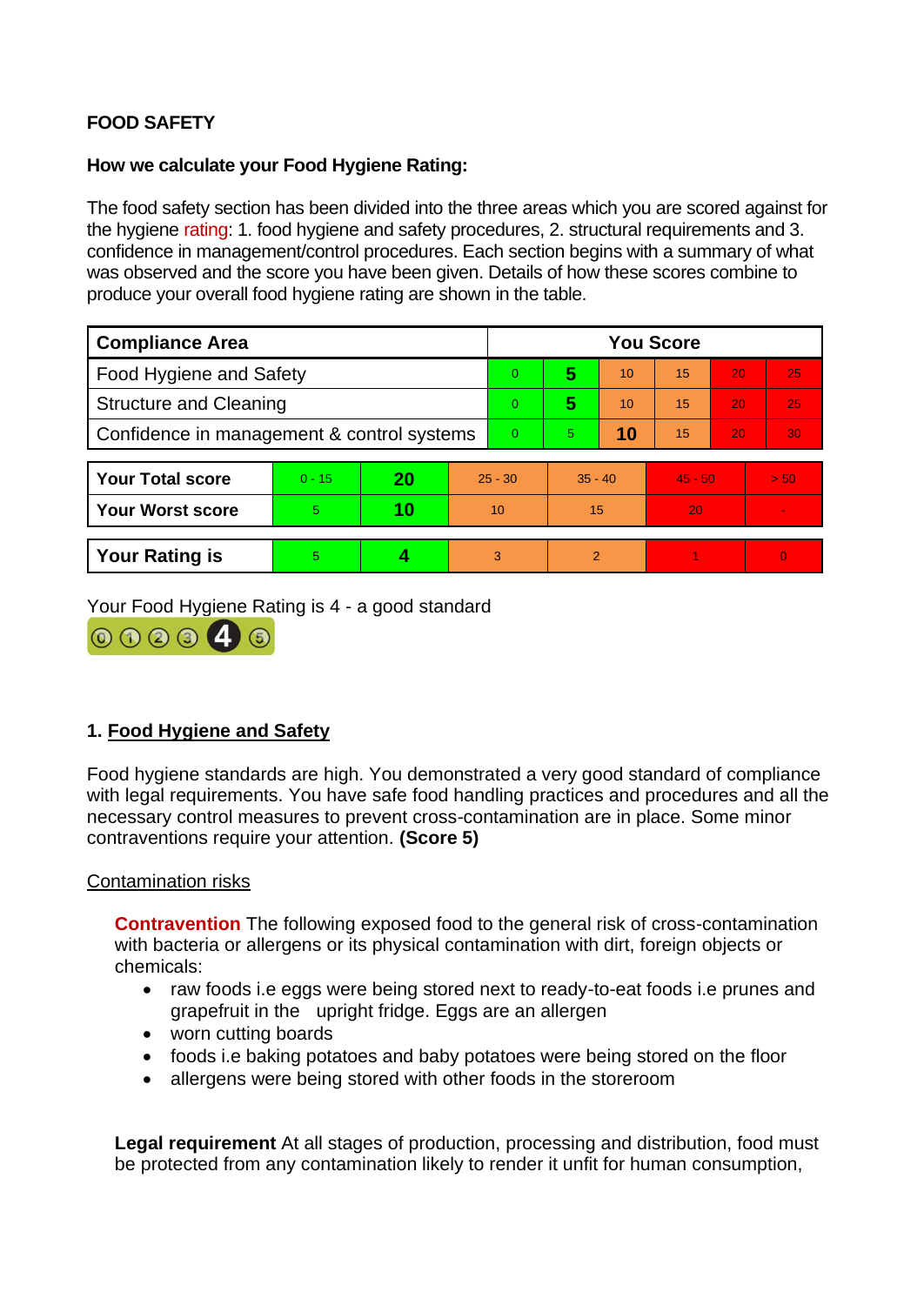**FOOD SAFETY**

**How we calculate your Food Hygiene Rating:**

The food safety section has been divided into the three areas which you are scored against for the hygiene rating: 1. food hygiene and safety procedures, 2. structural requirements and 3. confidence in management/control procedures. Each section begins with a summary of what was observed and the score you have been given. Details of how these scores combine to produce your overall food hygiene rating are shown in the table.

| Compliance Area | You Score | | | | | |
|---|---|---|---|---|---|---|
| Food Hygiene and Safety | 0 | **5** | 10 | 15 | 20 | 25 |
| Structure and Cleaning | 0 | **5** | 10 | 15 | 20 | 25 |
| Confidence in management & control systems | 0 | 5 | **10** | 15 | 20 | 30 |

| | | | | | | |
|---|---|---|---|---|---|---|
| **Your Total score** | 0 - 15 | **20** | 25 - 30 | 35 - 40 | 45 - 50 | > 50 |
| **Your Worst score** | 5 | **10** | 10 | 15 | 20 | - |

| | | | | | | |
|---|---|---|---|---|---|---|
| **Your Rating is** | 5 | **4** | 3 | 2 | 1 | 0 |

Your Food Hygiene Rating is 4 - a good standard

## 1. Food Hygiene and Safety

Food hygiene standards are high. You demonstrated a very good standard of compliance with legal requirements. You have safe food handling practices and procedures and all the necessary control measures to prevent cross-contamination are in place. Some minor contraventions require your attention. **(Score 5)**

### Contamination risks

**Contravention** The following exposed food to the general risk of cross-contamination with bacteria or allergens or its physical contamination with dirt, foreign objects or chemicals:

- raw foods i.e eggs were being stored next to ready-to-eat foods i.e prunes and grapefruit in the upright fridge. Eggs are an allergen
- worn cutting boards
- foods i.e baking potatoes and baby potatoes were being stored on the floor
- allergens were being stored with other foods in the storeroom

**Legal requirement** At all stages of production, processing and distribution, food must be protected from any contamination likely to render it unfit for human consumption,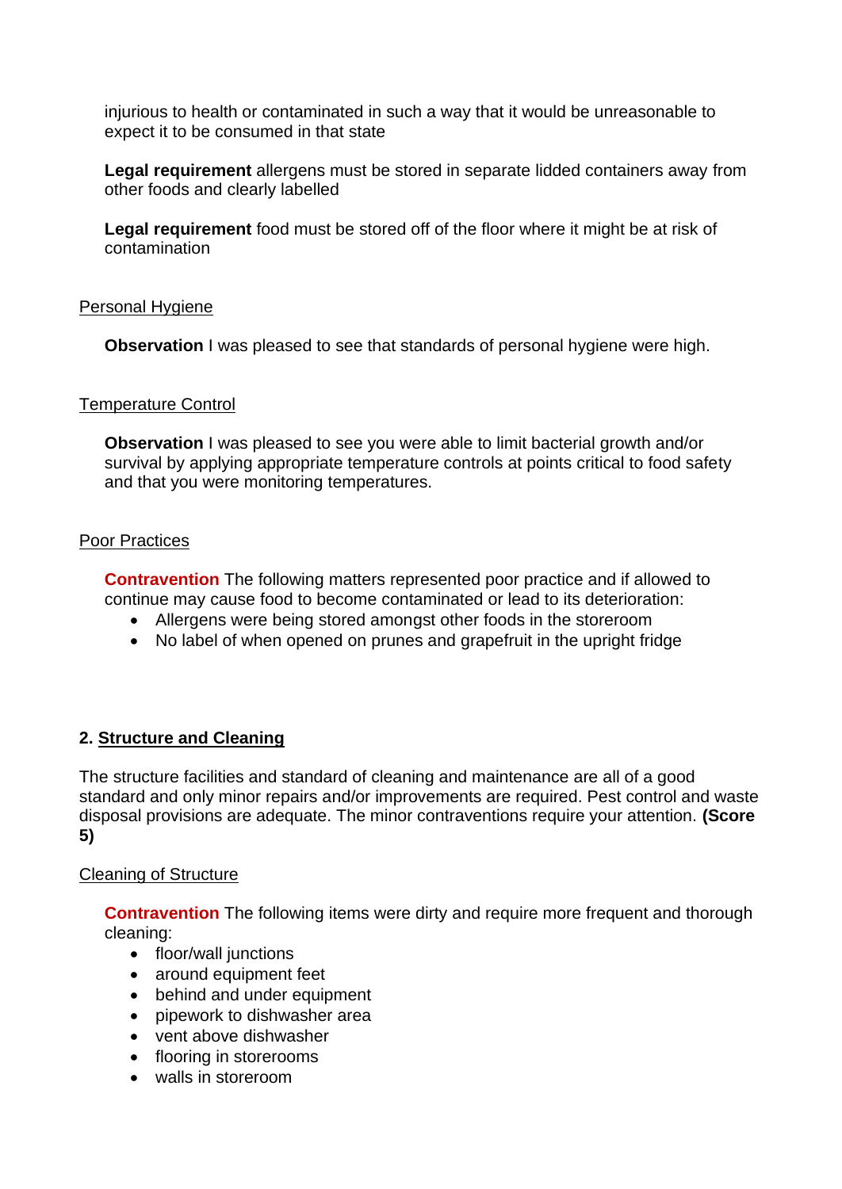injurious to health or contaminated in such a way that it would be unreasonable to expect it to be consumed in that state

**Legal requirement** allergens must be stored in separate lidded containers away from other foods and clearly labelled

**Legal requirement** food must be stored off of the floor where it might be at risk of contamination

Personal Hygiene

**Observation** I was pleased to see that standards of personal hygiene were high.

Temperature Control

**Observation** I was pleased to see you were able to limit bacterial growth and/or survival by applying appropriate temperature controls at points critical to food safety and that you were monitoring temperatures.

Poor Practices

**Contravention** The following matters represented poor practice and if allowed to continue may cause food to become contaminated or lead to its deterioration:

- Allergens were being stored amongst other foods in the storeroom
- No label of when opened on prunes and grapefruit in the upright fridge

## 2. Structure and Cleaning

The structure facilities and standard of cleaning and maintenance are all of a good standard and only minor repairs and/or improvements are required. Pest control and waste disposal provisions are adequate. The minor contraventions require your attention. **(Score 5)**

Cleaning of Structure

**Contravention** The following items were dirty and require more frequent and thorough cleaning:

- floor/wall junctions
- around equipment feet
- behind and under equipment
- pipework to dishwasher area
- vent above dishwasher
- flooring in storerooms
- walls in storeroom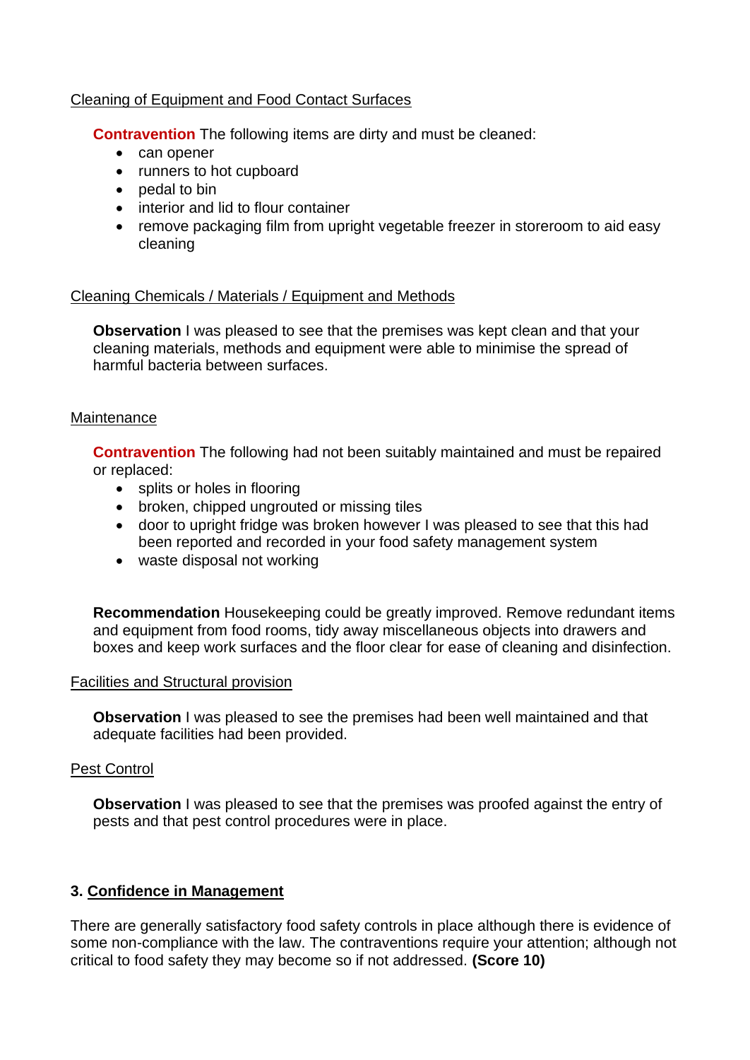Cleaning of Equipment and Food Contact Surfaces

**Contravention** The following items are dirty and must be cleaned:

- can opener
- runners to hot cupboard
- pedal to bin
- interior and lid to flour container
- remove packaging film from upright vegetable freezer in storeroom to aid easy cleaning

Cleaning Chemicals / Materials / Equipment and Methods

**Observation** I was pleased to see that the premises was kept clean and that your cleaning materials, methods and equipment were able to minimise the spread of harmful bacteria between surfaces.

Maintenance

**Contravention** The following had not been suitably maintained and must be repaired or replaced:

- splits or holes in flooring
- broken, chipped ungrouted or missing tiles
- door to upright fridge was broken however I was pleased to see that this had been reported and recorded in your food safety management system
- waste disposal not working

**Recommendation** Housekeeping could be greatly improved. Remove redundant items and equipment from food rooms, tidy away miscellaneous objects into drawers and boxes and keep work surfaces and the floor clear for ease of cleaning and disinfection.

Facilities and Structural provision

**Observation** I was pleased to see the premises had been well maintained and that adequate facilities had been provided.

Pest Control

**Observation** I was pleased to see that the premises was proofed against the entry of pests and that pest control procedures were in place.

## 3. Confidence in Management

There are generally satisfactory food safety controls in place although there is evidence of some non-compliance with the law. The contraventions require your attention; although not critical to food safety they may become so if not addressed. **(Score 10)**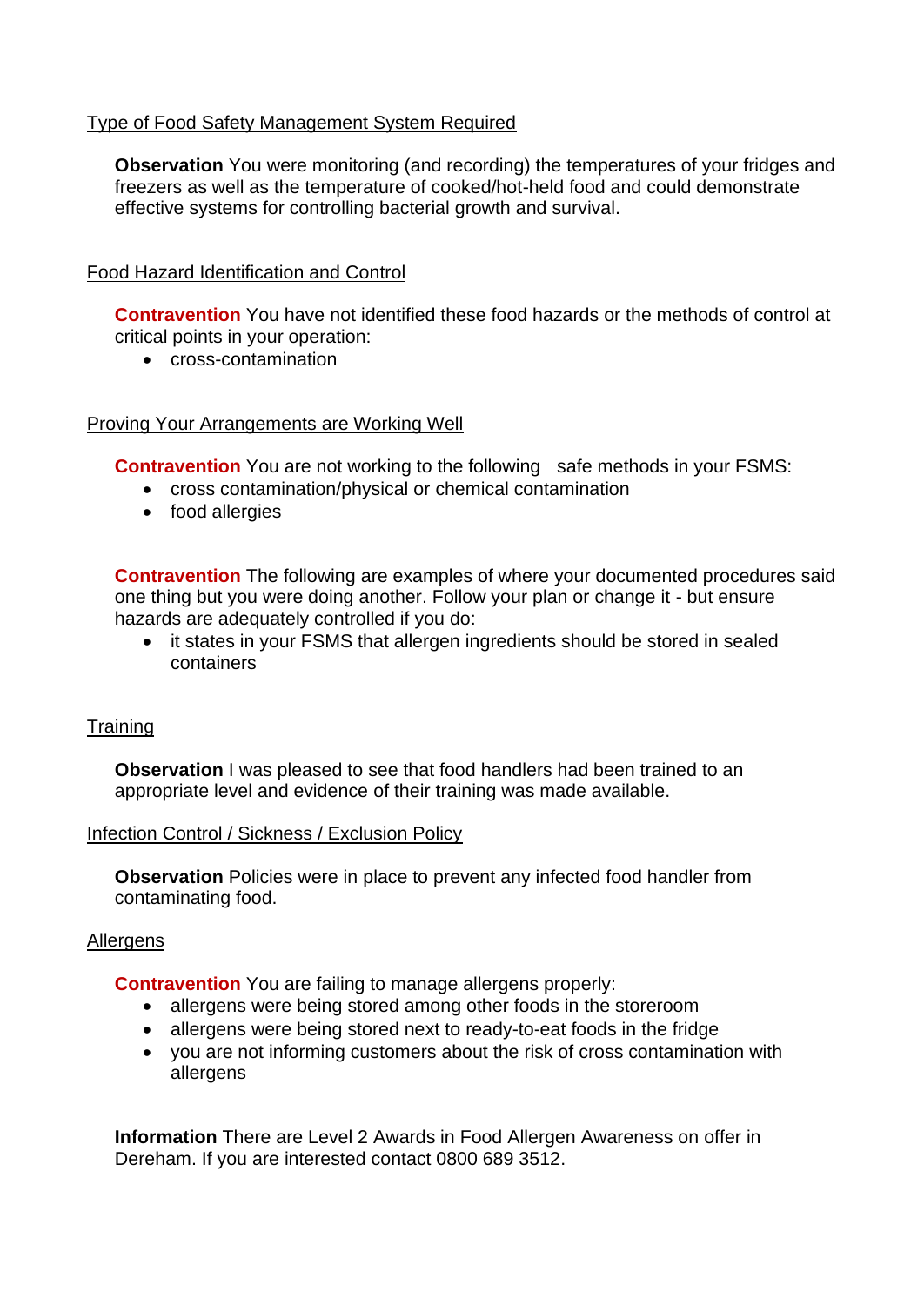Type of Food Safety Management System Required

**Observation** You were monitoring (and recording) the temperatures of your fridges and freezers as well as the temperature of cooked/hot-held food and could demonstrate effective systems for controlling bacterial growth and survival.

Food Hazard Identification and Control

**Contravention** You have not identified these food hazards or the methods of control at critical points in your operation:

- cross-contamination

Proving Your Arrangements are Working Well

**Contravention** You are not working to the following safe methods in your FSMS:

- cross contamination/physical or chemical contamination
- food allergies

**Contravention** The following are examples of where your documented procedures said one thing but you were doing another. Follow your plan or change it - but ensure hazards are adequately controlled if you do:

- it states in your FSMS that allergen ingredients should be stored in sealed containers

Training

**Observation** I was pleased to see that food handlers had been trained to an appropriate level and evidence of their training was made available.

Infection Control / Sickness / Exclusion Policy

**Observation** Policies were in place to prevent any infected food handler from contaminating food.

Allergens

**Contravention** You are failing to manage allergens properly:

- allergens were being stored among other foods in the storeroom
- allergens were being stored next to ready-to-eat foods in the fridge
- you are not informing customers about the risk of cross contamination with allergens

**Information** There are Level 2 Awards in Food Allergen Awareness on offer in Dereham. If you are interested contact 0800 689 3512.